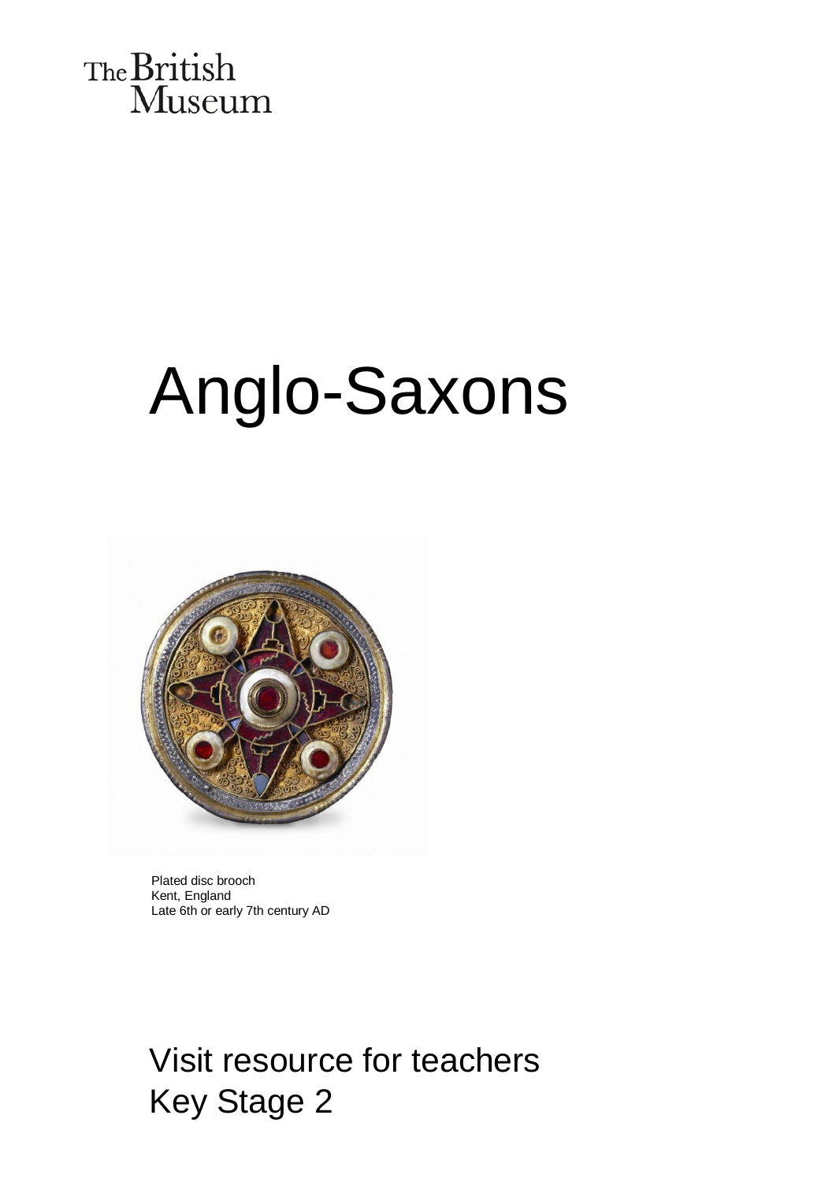The British Museum

# Anglo-Saxons

Plated disc brooch
Kent, England
Late 6th or early 7th century AD

## Visit resource for teachers
## Key Stage 2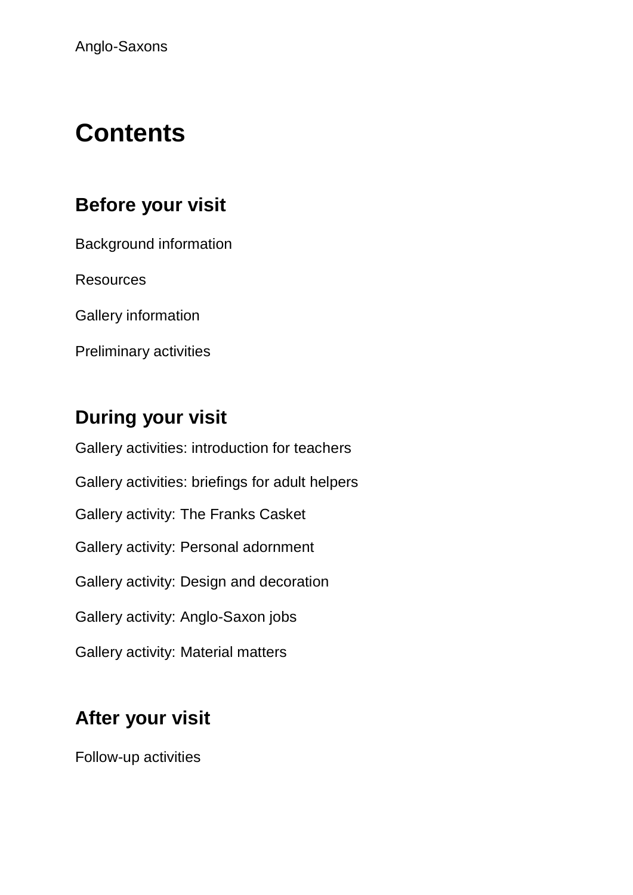# Contents

## Before your visit

Background information

Resources

Gallery information

Preliminary activities

## During your visit

Gallery activities: introduction for teachers

Gallery activities: briefings for adult helpers

Gallery activity: The Franks Casket

Gallery activity: Personal adornment

Gallery activity: Design and decoration

Gallery activity: Anglo-Saxon jobs

Gallery activity: Material matters

## After your visit

Follow-up activities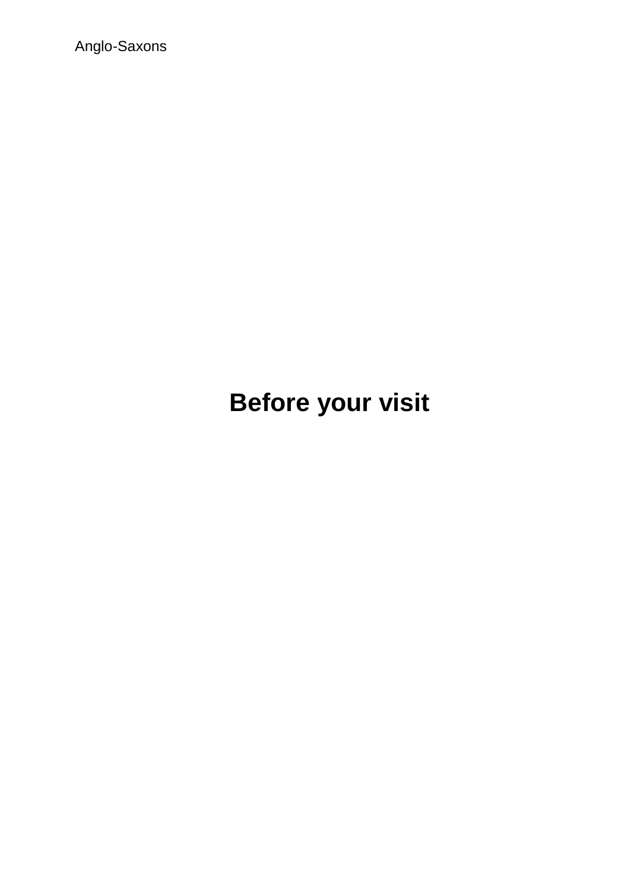# Before your visit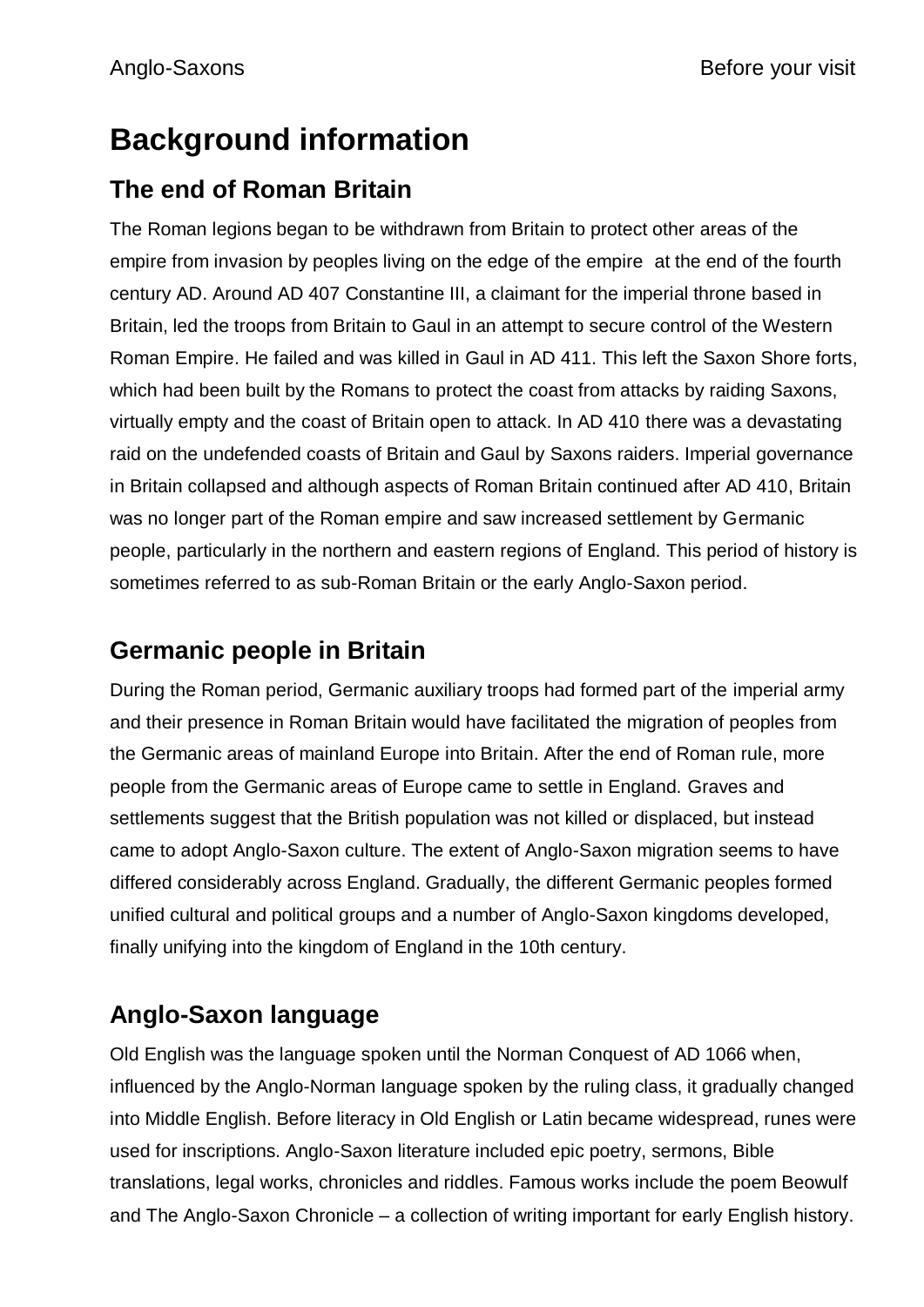# Background information

## The end of Roman Britain

The Roman legions began to be withdrawn from Britain to protect other areas of the empire from invasion by peoples living on the edge of the empire at the end of the fourth century AD. Around AD 407 Constantine III, a claimant for the imperial throne based in Britain, led the troops from Britain to Gaul in an attempt to secure control of the Western Roman Empire. He failed and was killed in Gaul in AD 411. This left the Saxon Shore forts, which had been built by the Romans to protect the coast from attacks by raiding Saxons, virtually empty and the coast of Britain open to attack. In AD 410 there was a devastating raid on the undefended coasts of Britain and Gaul by Saxons raiders. Imperial governance in Britain collapsed and although aspects of Roman Britain continued after AD 410, Britain was no longer part of the Roman empire and saw increased settlement by Germanic people, particularly in the northern and eastern regions of England. This period of history is sometimes referred to as sub-Roman Britain or the early Anglo-Saxon period.

## Germanic people in Britain

During the Roman period, Germanic auxiliary troops had formed part of the imperial army and their presence in Roman Britain would have facilitated the migration of peoples from the Germanic areas of mainland Europe into Britain. After the end of Roman rule, more people from the Germanic areas of Europe came to settle in England. Graves and settlements suggest that the British population was not killed or displaced, but instead came to adopt Anglo-Saxon culture. The extent of Anglo-Saxon migration seems to have differed considerably across England. Gradually, the different Germanic peoples formed unified cultural and political groups and a number of Anglo-Saxon kingdoms developed, finally unifying into the kingdom of England in the 10th century.

## Anglo-Saxon language

Old English was the language spoken until the Norman Conquest of AD 1066 when, influenced by the Anglo-Norman language spoken by the ruling class, it gradually changed into Middle English. Before literacy in Old English or Latin became widespread, runes were used for inscriptions. Anglo-Saxon literature included epic poetry, sermons, Bible translations, legal works, chronicles and riddles. Famous works include the poem Beowulf and The Anglo-Saxon Chronicle – a collection of writing important for early English history.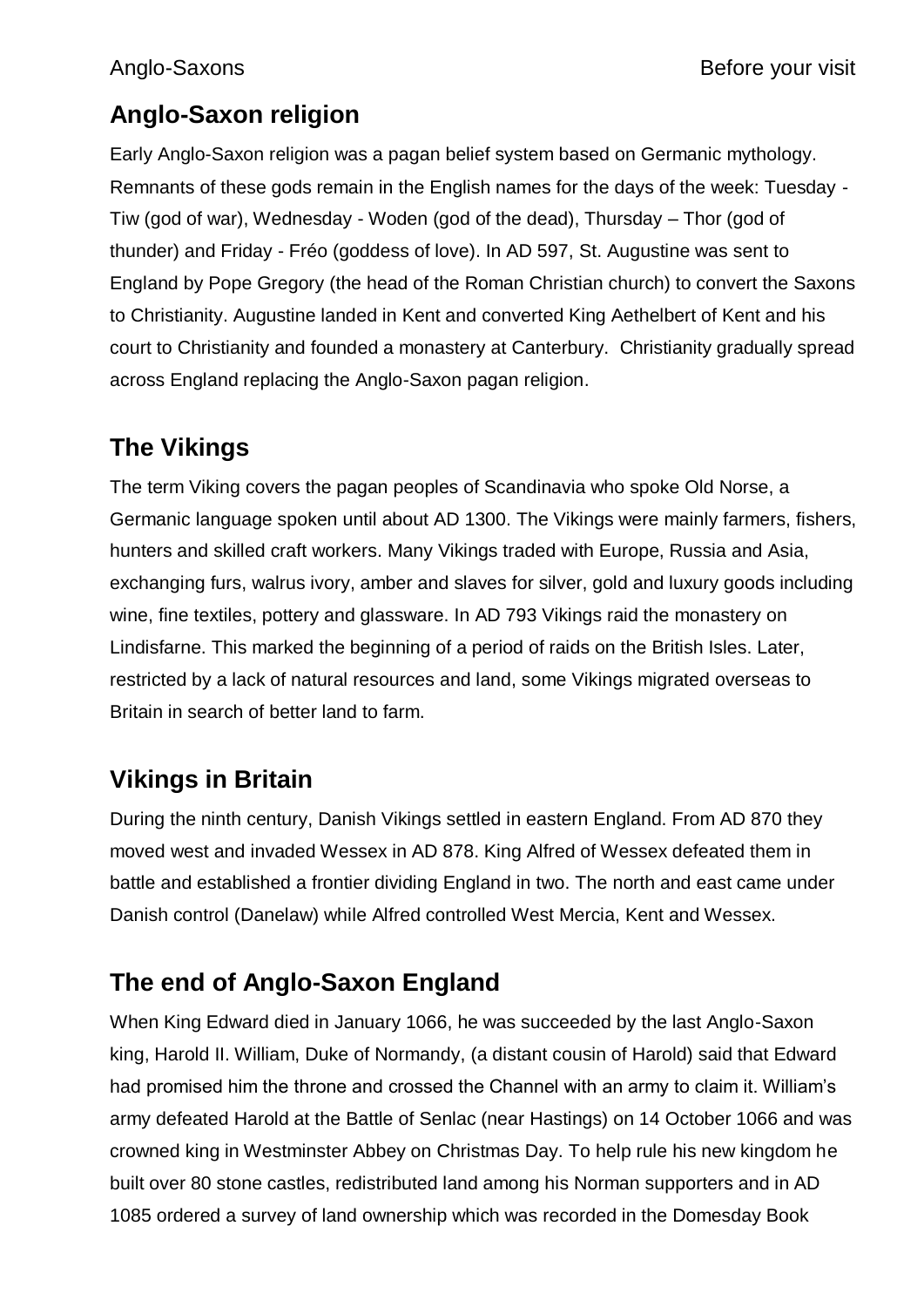## Anglo-Saxon religion

Early Anglo-Saxon religion was a pagan belief system based on Germanic mythology. Remnants of these gods remain in the English names for the days of the week: Tuesday - Tiw (god of war), Wednesday - Woden (god of the dead), Thursday – Thor (god of thunder) and Friday - Fréo (goddess of love). In AD 597, St. Augustine was sent to England by Pope Gregory (the head of the Roman Christian church) to convert the Saxons to Christianity. Augustine landed in Kent and converted King Aethelbert of Kent and his court to Christianity and founded a monastery at Canterbury. Christianity gradually spread across England replacing the Anglo-Saxon pagan religion.

## The Vikings

The term Viking covers the pagan peoples of Scandinavia who spoke Old Norse, a Germanic language spoken until about AD 1300. The Vikings were mainly farmers, fishers, hunters and skilled craft workers. Many Vikings traded with Europe, Russia and Asia, exchanging furs, walrus ivory, amber and slaves for silver, gold and luxury goods including wine, fine textiles, pottery and glassware. In AD 793 Vikings raid the monastery on Lindisfarne. This marked the beginning of a period of raids on the British Isles. Later, restricted by a lack of natural resources and land, some Vikings migrated overseas to Britain in search of better land to farm.

## Vikings in Britain

During the ninth century, Danish Vikings settled in eastern England. From AD 870 they moved west and invaded Wessex in AD 878. King Alfred of Wessex defeated them in battle and established a frontier dividing England in two. The north and east came under Danish control (Danelaw) while Alfred controlled West Mercia, Kent and Wessex.

## The end of Anglo-Saxon England

When King Edward died in January 1066, he was succeeded by the last Anglo-Saxon king, Harold II. William, Duke of Normandy, (a distant cousin of Harold) said that Edward had promised him the throne and crossed the Channel with an army to claim it. William's army defeated Harold at the Battle of Senlac (near Hastings) on 14 October 1066 and was crowned king in Westminster Abbey on Christmas Day. To help rule his new kingdom he built over 80 stone castles, redistributed land among his Norman supporters and in AD 1085 ordered a survey of land ownership which was recorded in the Domesday Book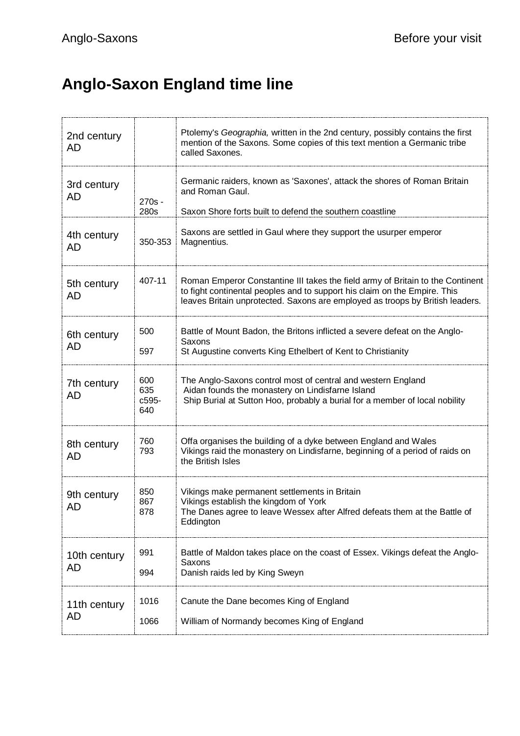# Anglo-Saxon England time line

| | | |
|---|---|---|
| 2nd century AD | | Ptolemy's *Geographia,* written in the 2nd century, possibly contains the first mention of the Saxons. Some copies of this text mention a Germanic tribe called Saxones. |
| 3rd century AD | 270s - 280s | Germanic raiders, known as 'Saxones', attack the shores of Roman Britain and Roman Gaul. Saxon Shore forts built to defend the southern coastline |
| 4th century AD | 350-353 | Saxons are settled in Gaul where they support the usurper emperor Magnentius. |
| 5th century AD | 407-11 | Roman Emperor Constantine III takes the field army of Britain to the Continent to fight continental peoples and to support his claim on the Empire. This leaves Britain unprotected. Saxons are employed as troops by British leaders. |
| 6th century AD | 500<br>597 | Battle of Mount Badon, the Britons inflicted a severe defeat on the Anglo-Saxons<br>St Augustine converts King Ethelbert of Kent to Christianity |
| 7th century AD | 600<br>635<br>c595-640 | The Anglo-Saxons control most of central and western England<br>Aidan founds the monastery on Lindisfarne Island<br>Ship Burial at Sutton Hoo, probably a burial for a member of local nobility |
| 8th century AD | 760<br>793 | Offa organises the building of a dyke between England and Wales<br>Vikings raid the monastery on Lindisfarne, beginning of a period of raids on the British Isles |
| 9th century AD | 850<br>867<br>878 | Vikings make permanent settlements in Britain<br>Vikings establish the kingdom of York<br>The Danes agree to leave Wessex after Alfred defeats them at the Battle of Eddington |
| 10th century AD | 991<br>994 | Battle of Maldon takes place on the coast of Essex. Vikings defeat the Anglo-Saxons<br>Danish raids led by King Sweyn |
| 11th century AD | 1016<br>1066 | Canute the Dane becomes King of England<br>William of Normandy becomes King of England |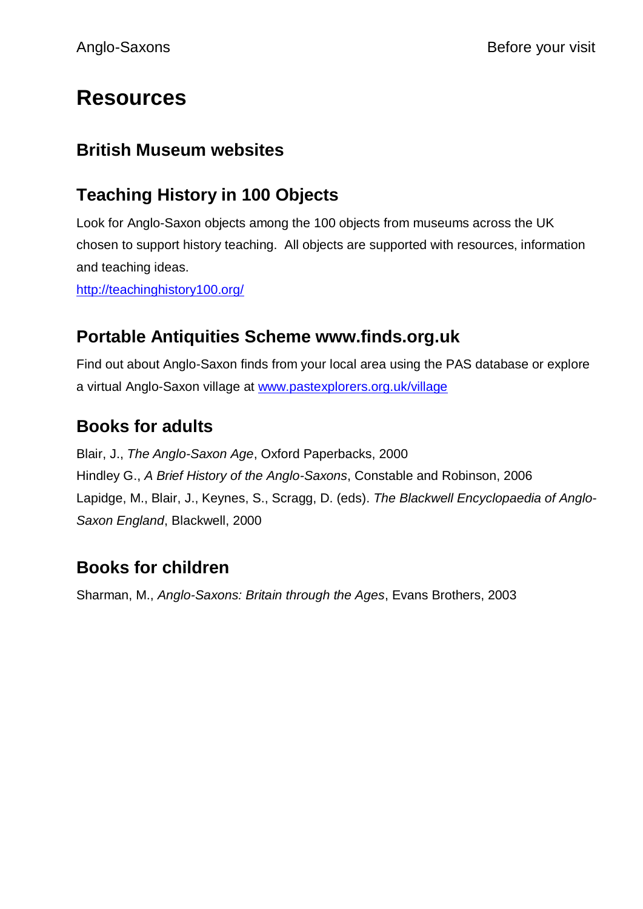# Resources

## British Museum websites

## Teaching History in 100 Objects

Look for Anglo-Saxon objects among the 100 objects from museums across the UK chosen to support history teaching. All objects are supported with resources, information and teaching ideas.

http://teachinghistory100.org/

## Portable Antiquities Scheme www.finds.org.uk

Find out about Anglo-Saxon finds from your local area using the PAS database or explore a virtual Anglo-Saxon village at www.pastexplorers.org.uk/village

## Books for adults

Blair, J., *The Anglo-Saxon Age*, Oxford Paperbacks, 2000
Hindley G., *A Brief History of the Anglo-Saxons*, Constable and Robinson, 2006
Lapidge, M., Blair, J., Keynes, S., Scragg, D. (eds). *The Blackwell Encyclopaedia of Anglo-Saxon England*, Blackwell, 2000

## Books for children

Sharman, M., *Anglo-Saxons: Britain through the Ages*, Evans Brothers, 2003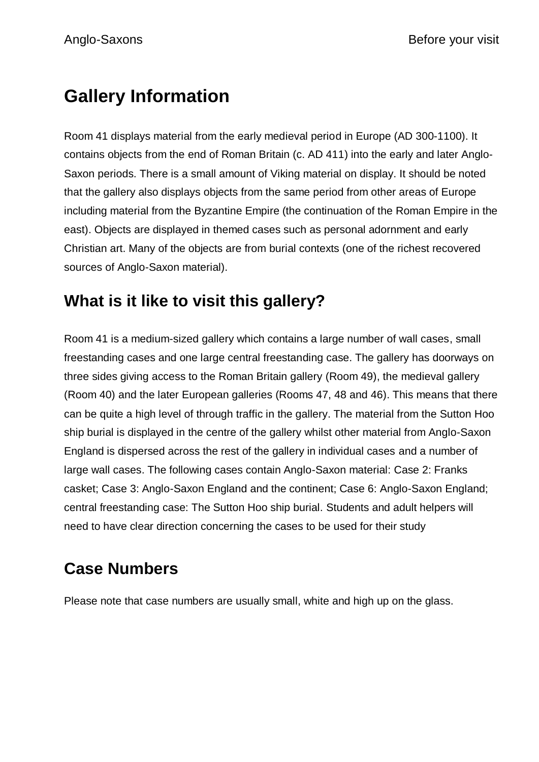## Gallery Information

Room 41 displays material from the early medieval period in Europe (AD 300-1100). It contains objects from the end of Roman Britain (c. AD 411) into the early and later Anglo-Saxon periods. There is a small amount of Viking material on display. It should be noted that the gallery also displays objects from the same period from other areas of Europe including material from the Byzantine Empire (the continuation of the Roman Empire in the east). Objects are displayed in themed cases such as personal adornment and early Christian art. Many of the objects are from burial contexts (one of the richest recovered sources of Anglo-Saxon material).

## What is it like to visit this gallery?

Room 41 is a medium-sized gallery which contains a large number of wall cases, small freestanding cases and one large central freestanding case. The gallery has doorways on three sides giving access to the Roman Britain gallery (Room 49), the medieval gallery (Room 40) and the later European galleries (Rooms 47, 48 and 46). This means that there can be quite a high level of through traffic in the gallery. The material from the Sutton Hoo ship burial is displayed in the centre of the gallery whilst other material from Anglo-Saxon England is dispersed across the rest of the gallery in individual cases and a number of large wall cases. The following cases contain Anglo-Saxon material: Case 2: Franks casket; Case 3: Anglo-Saxon England and the continent; Case 6: Anglo-Saxon England; central freestanding case: The Sutton Hoo ship burial. Students and adult helpers will need to have clear direction concerning the cases to be used for their study

## Case Numbers

Please note that case numbers are usually small, white and high up on the glass.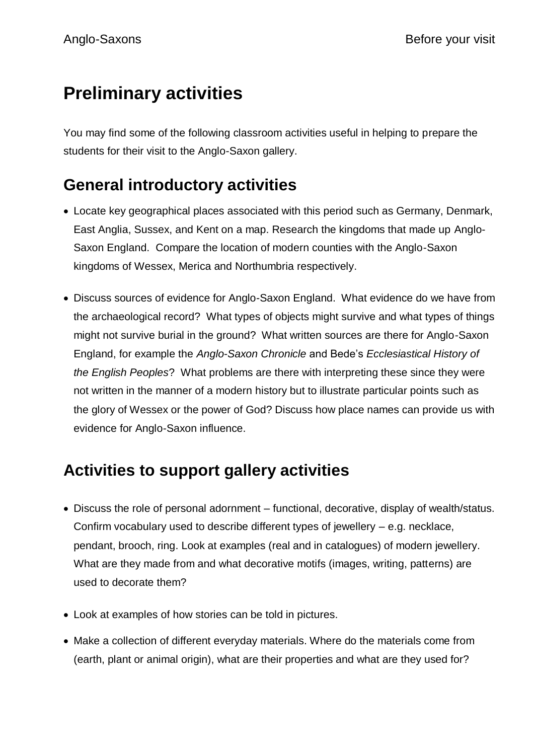# Preliminary activities

You may find some of the following classroom activities useful in helping to prepare the students for their visit to the Anglo-Saxon gallery.

## General introductory activities

- Locate key geographical places associated with this period such as Germany, Denmark, East Anglia, Sussex, and Kent on a map. Research the kingdoms that made up Anglo-Saxon England. Compare the location of modern counties with the Anglo-Saxon kingdoms of Wessex, Merica and Northumbria respectively.
- Discuss sources of evidence for Anglo-Saxon England. What evidence do we have from the archaeological record? What types of objects might survive and what types of things might not survive burial in the ground? What written sources are there for Anglo-Saxon England, for example the *Anglo-Saxon Chronicle* and Bede's *Ecclesiastical History of the English Peoples*? What problems are there with interpreting these since they were not written in the manner of a modern history but to illustrate particular points such as the glory of Wessex or the power of God? Discuss how place names can provide us with evidence for Anglo-Saxon influence.

## Activities to support gallery activities

- Discuss the role of personal adornment – functional, decorative, display of wealth/status. Confirm vocabulary used to describe different types of jewellery – e.g. necklace, pendant, brooch, ring. Look at examples (real and in catalogues) of modern jewellery. What are they made from and what decorative motifs (images, writing, patterns) are used to decorate them?
- Look at examples of how stories can be told in pictures.
- Make a collection of different everyday materials. Where do the materials come from (earth, plant or animal origin), what are their properties and what are they used for?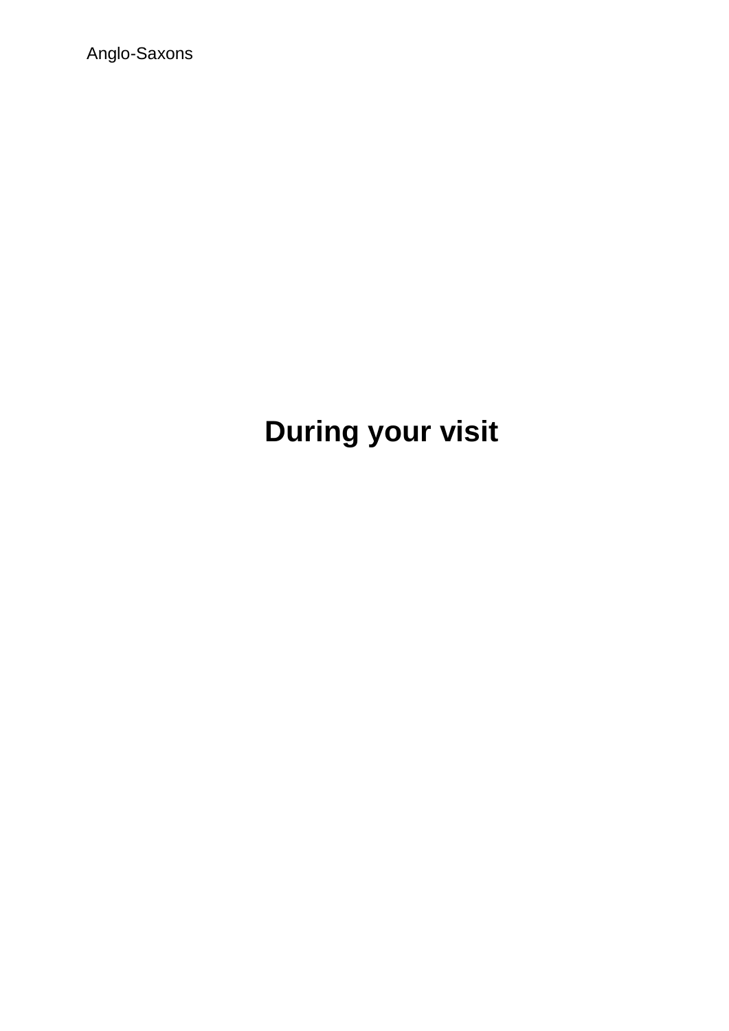# During your visit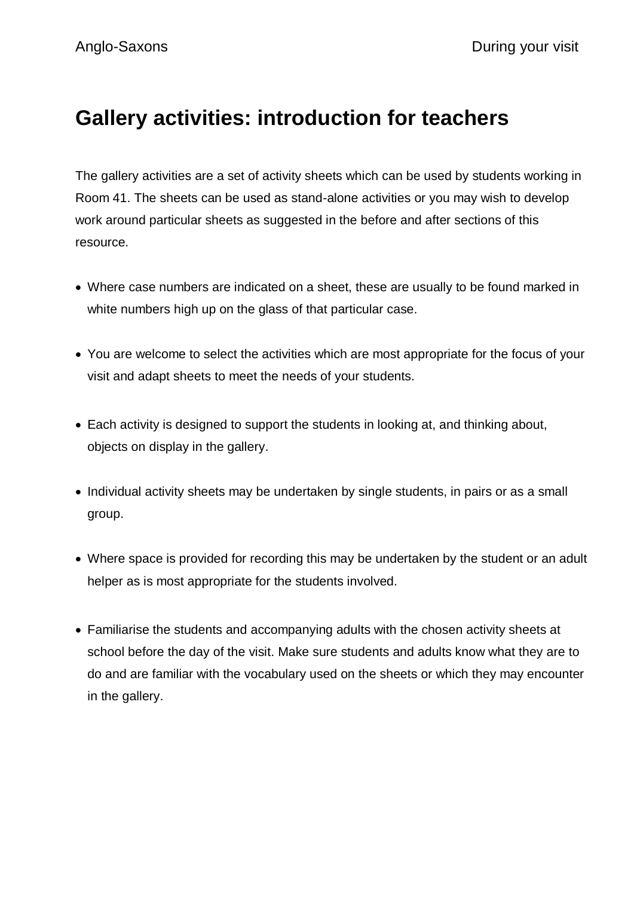# Gallery activities: introduction for teachers

The gallery activities are a set of activity sheets which can be used by students working in Room 41. The sheets can be used as stand-alone activities or you may wish to develop work around particular sheets as suggested in the before and after sections of this resource.

- Where case numbers are indicated on a sheet, these are usually to be found marked in white numbers high up on the glass of that particular case.
- You are welcome to select the activities which are most appropriate for the focus of your visit and adapt sheets to meet the needs of your students.
- Each activity is designed to support the students in looking at, and thinking about, objects on display in the gallery.
- Individual activity sheets may be undertaken by single students, in pairs or as a small group.
- Where space is provided for recording this may be undertaken by the student or an adult helper as is most appropriate for the students involved.
- Familiarise the students and accompanying adults with the chosen activity sheets at school before the day of the visit. Make sure students and adults know what they are to do and are familiar with the vocabulary used on the sheets or which they may encounter in the gallery.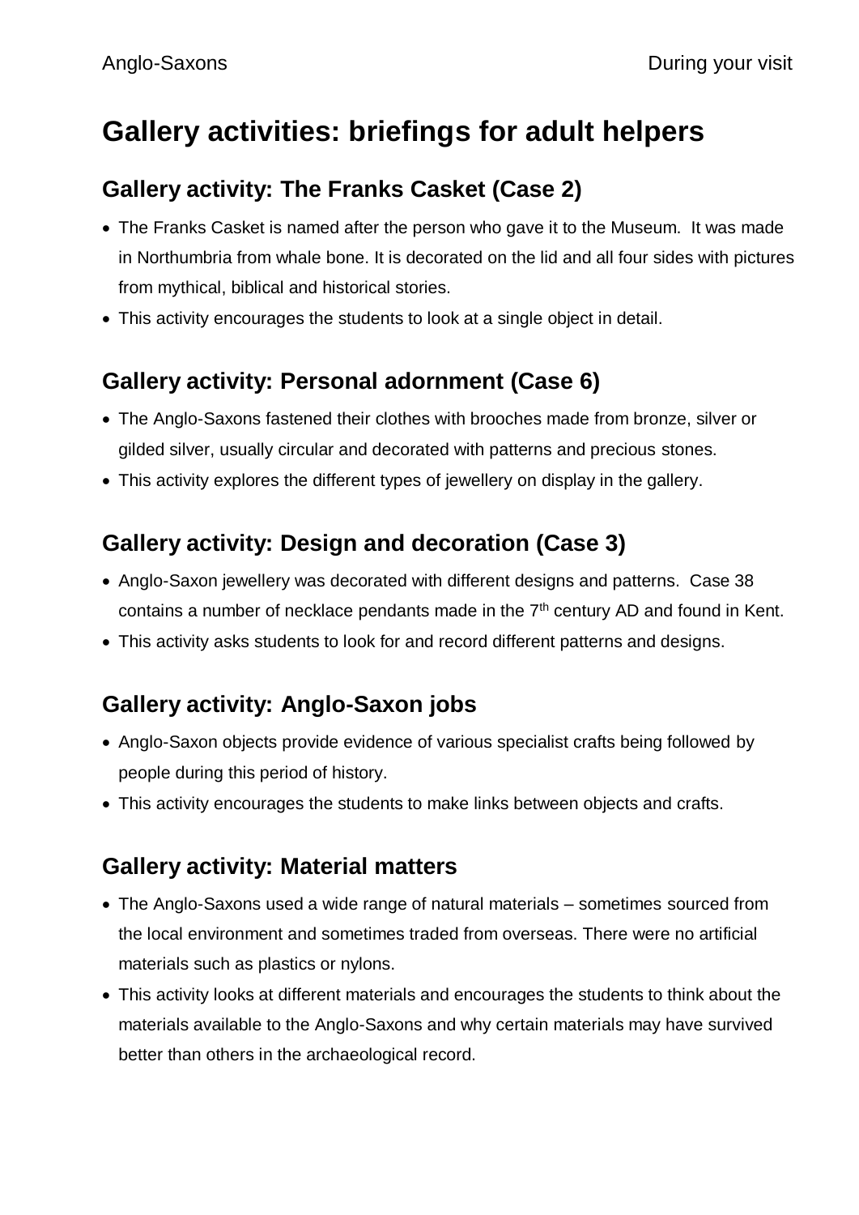# Gallery activities: briefings for adult helpers

## Gallery activity: The Franks Casket (Case 2)

- The Franks Casket is named after the person who gave it to the Museum. It was made in Northumbria from whale bone. It is decorated on the lid and all four sides with pictures from mythical, biblical and historical stories.
- This activity encourages the students to look at a single object in detail.

## Gallery activity: Personal adornment (Case 6)

- The Anglo-Saxons fastened their clothes with brooches made from bronze, silver or gilded silver, usually circular and decorated with patterns and precious stones.
- This activity explores the different types of jewellery on display in the gallery.

## Gallery activity: Design and decoration (Case 3)

- Anglo-Saxon jewellery was decorated with different designs and patterns. Case 38 contains a number of necklace pendants made in the 7th century AD and found in Kent.
- This activity asks students to look for and record different patterns and designs.

## Gallery activity: Anglo-Saxon jobs

- Anglo-Saxon objects provide evidence of various specialist crafts being followed by people during this period of history.
- This activity encourages the students to make links between objects and crafts.

## Gallery activity: Material matters

- The Anglo-Saxons used a wide range of natural materials – sometimes sourced from the local environment and sometimes traded from overseas. There were no artificial materials such as plastics or nylons.
- This activity looks at different materials and encourages the students to think about the materials available to the Anglo-Saxons and why certain materials may have survived better than others in the archaeological record.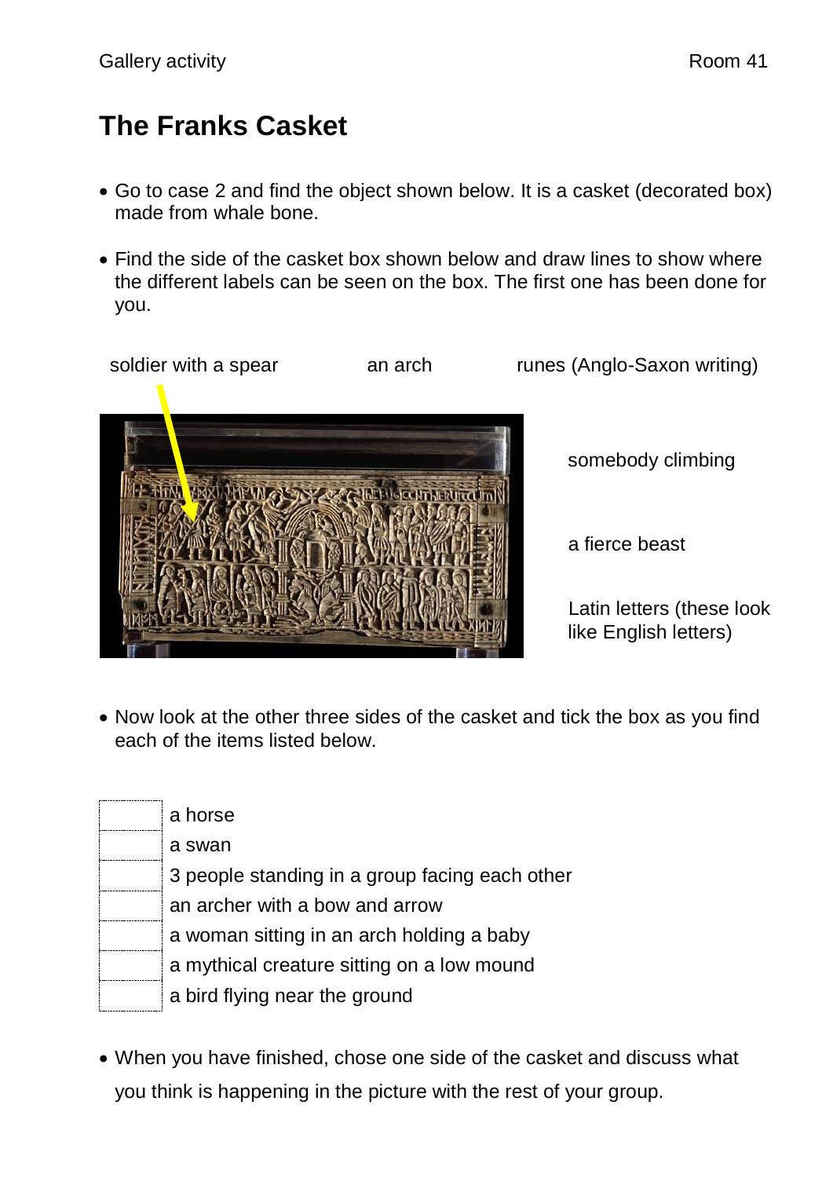# The Franks Casket

- Go to case 2 and find the object shown below. It is a casket (decorated box) made from whale bone.

- Find the side of the casket box shown below and draw lines to show where the different labels can be seen on the box. The first one has been done for you.

soldier with a spear

an arch

runes (Anglo-Saxon writing)

somebody climbing

a fierce beast

Latin letters (these look like English letters)

- Now look at the other three sides of the casket and tick the box as you find each of the items listed below.

- [ ] a horse
- [ ] a swan
- [ ] 3 people standing in a group facing each other
- [ ] an archer with a bow and arrow
- [ ] a woman sitting in an arch holding a baby
- [ ] a mythical creature sitting on a low mound
- [ ] a bird flying near the ground

- When you have finished, chose one side of the casket and discuss what you think is happening in the picture with the rest of your group.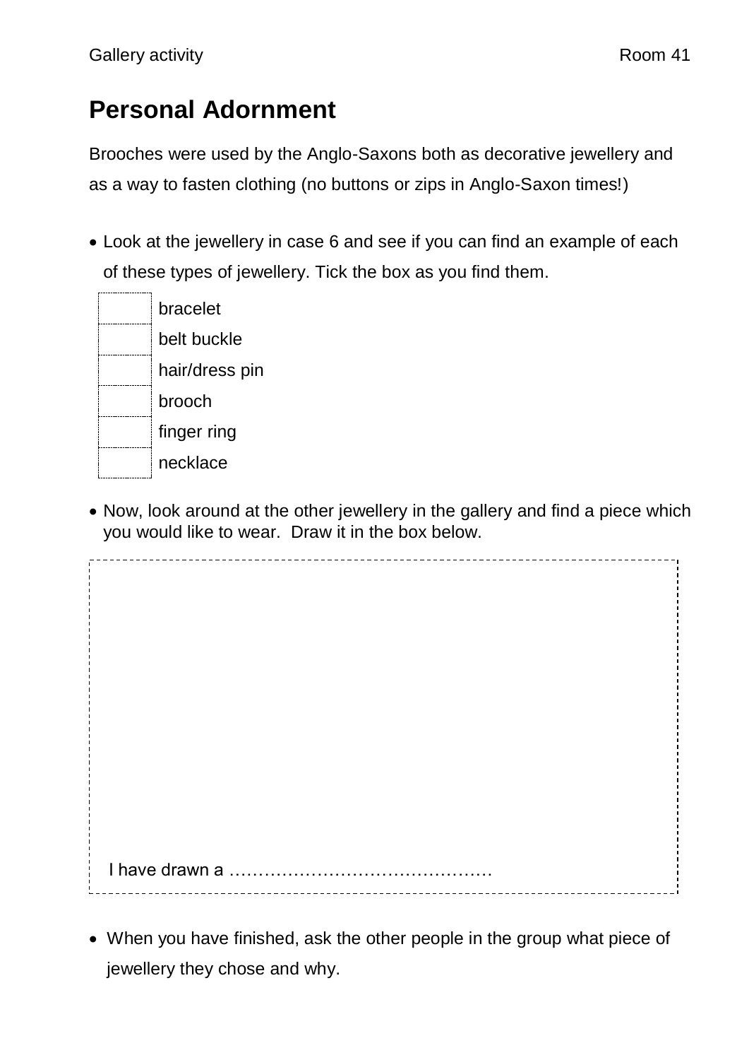Gallery activity Room 41

# Personal Adornment

Brooches were used by the Anglo-Saxons both as decorative jewellery and as a way to fasten clothing (no buttons or zips in Anglo-Saxon times!)

- Look at the jewellery in case 6 and see if you can find an example of each of these types of jewellery. Tick the box as you find them.

| | |
|---|---|
| ☐ | bracelet |
| ☐ | belt buckle |
| ☐ | hair/dress pin |
| ☐ | brooch |
| ☐ | finger ring |
| ☐ | necklace |

- Now, look around at the other jewellery in the gallery and find a piece which you would like to wear. Draw it in the box below.

I have drawn a ………………………………………

- When you have finished, ask the other people in the group what piece of jewellery they chose and why.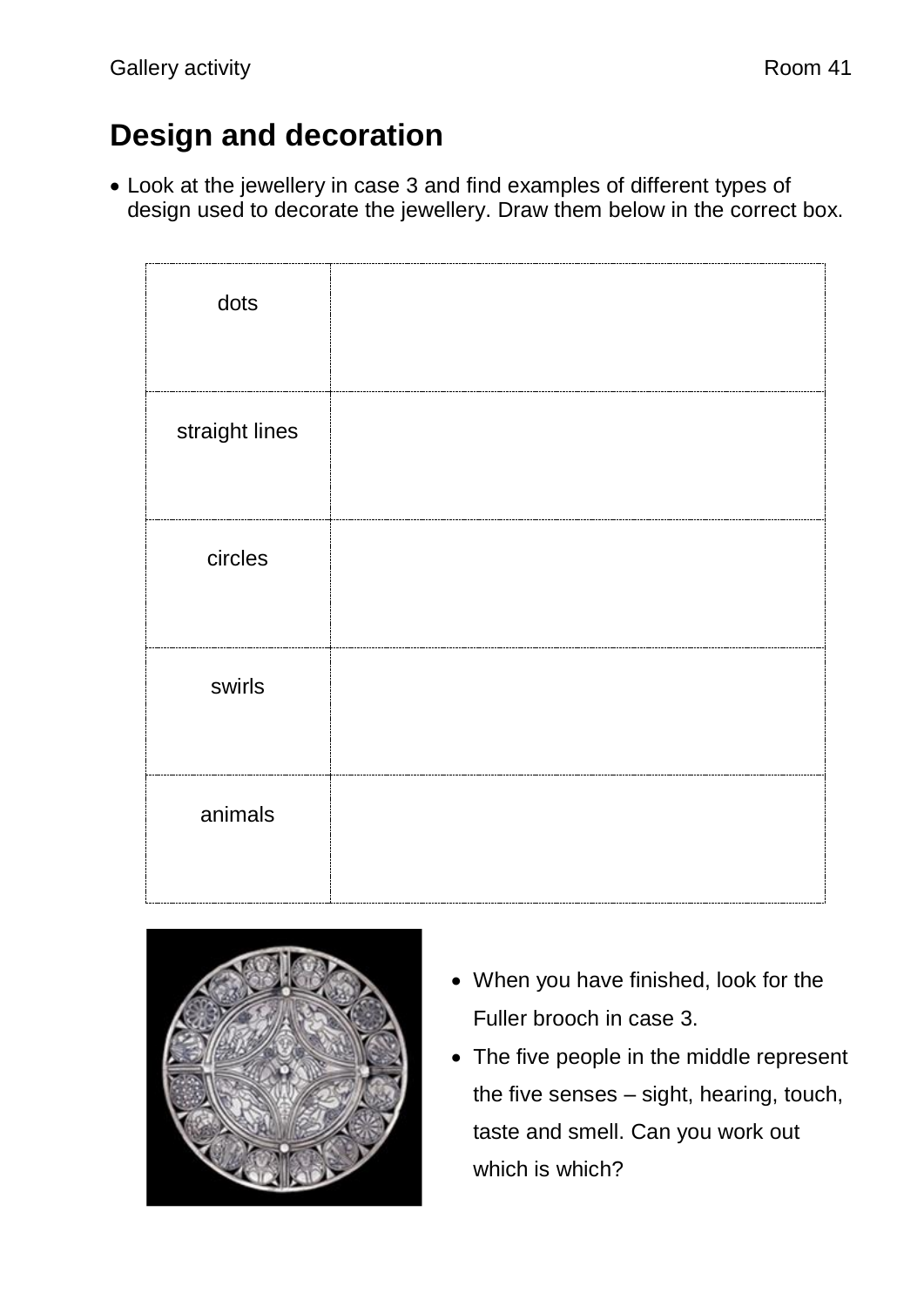# Design and decoration

- Look at the jewellery in case 3 and find examples of different types of design used to decorate the jewellery. Draw them below in the correct box.

| | |
|---|---|
| dots | |
| straight lines | |
| circles | |
| swirls | |
| animals | |

- When you have finished, look for the Fuller brooch in case 3.
- The five people in the middle represent the five senses – sight, hearing, touch, taste and smell. Can you work out which is which?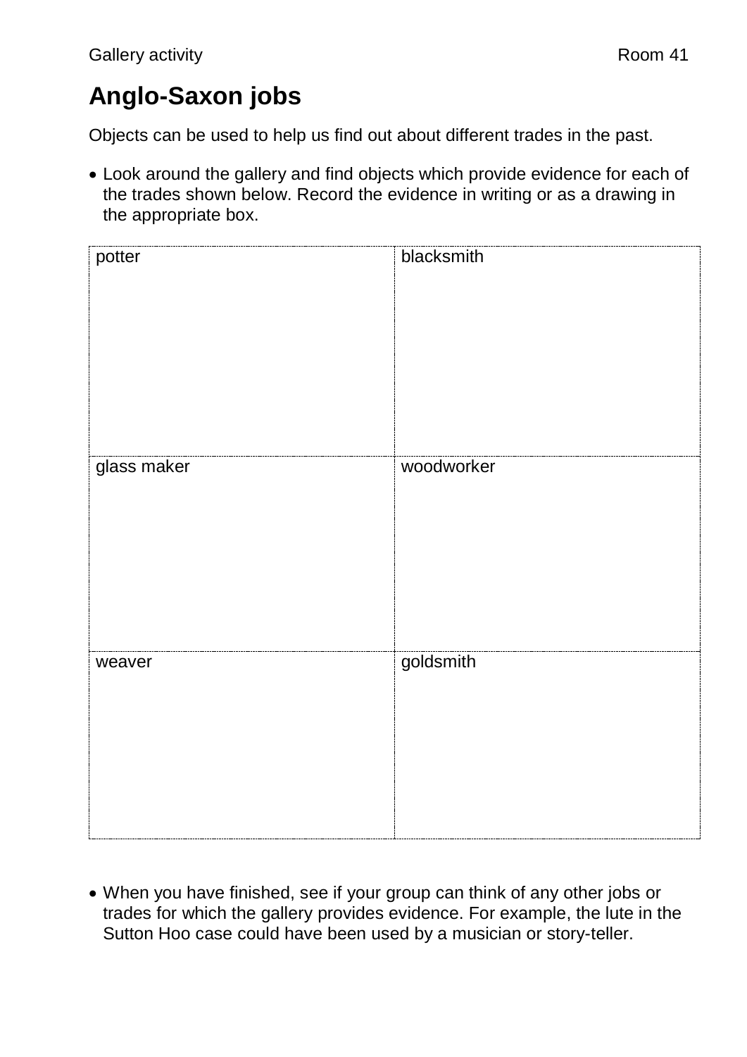Gallery activity Room 41

# Anglo-Saxon jobs

Objects can be used to help us find out about different trades in the past.

- Look around the gallery and find objects which provide evidence for each of the trades shown below. Record the evidence in writing or as a drawing in the appropriate box.

| potter | blacksmith |
| --- | --- |
| | |
| glass maker | woodworker |
| | |
| weaver | goldsmith |
| | |

- When you have finished, see if your group can think of any other jobs or trades for which the gallery provides evidence. For example, the lute in the Sutton Hoo case could have been used by a musician or story-teller.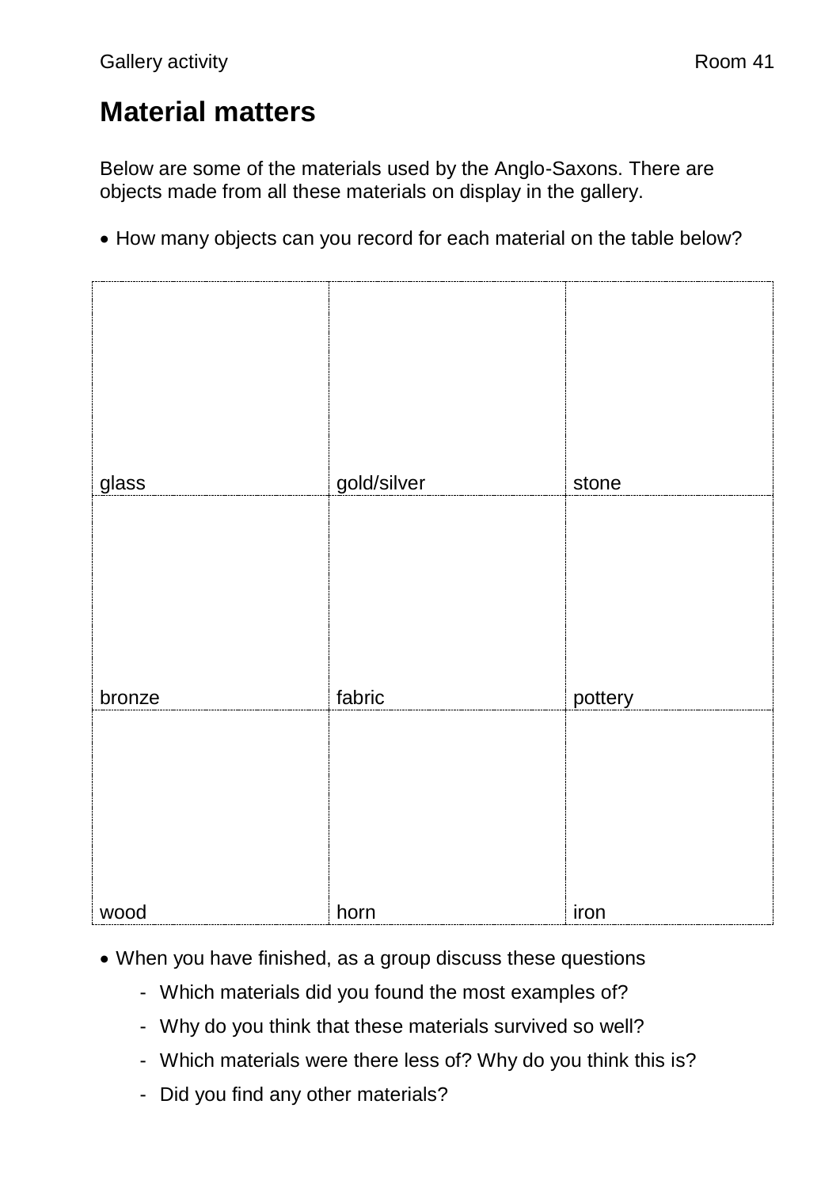Gallery activity Room 41

# Material matters

Below are some of the materials used by the Anglo-Saxons. There are objects made from all these materials on display in the gallery.

- How many objects can you record for each material on the table below?

| | | |
|---|---|---|
| glass | gold/silver | stone |
| bronze | fabric | pottery |
| wood | horn | iron |

- When you have finished, as a group discuss these questions
  - Which materials did you found the most examples of?
  - Why do you think that these materials survived so well?
  - Which materials were there less of? Why do you think this is?
  - Did you find any other materials?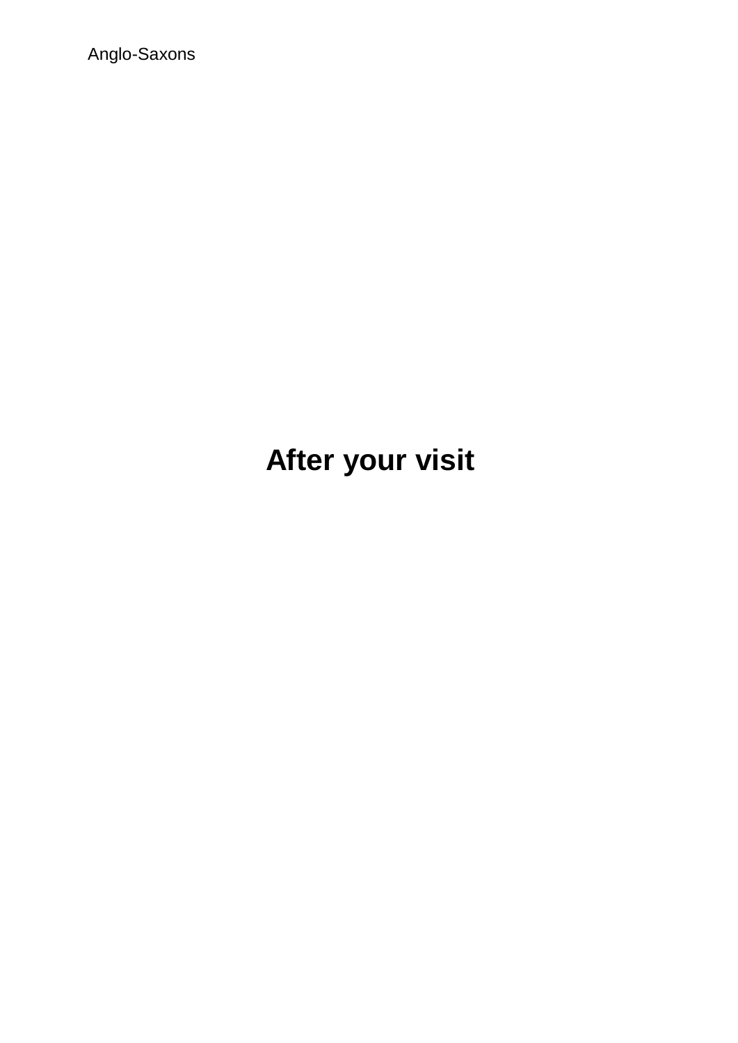# After your visit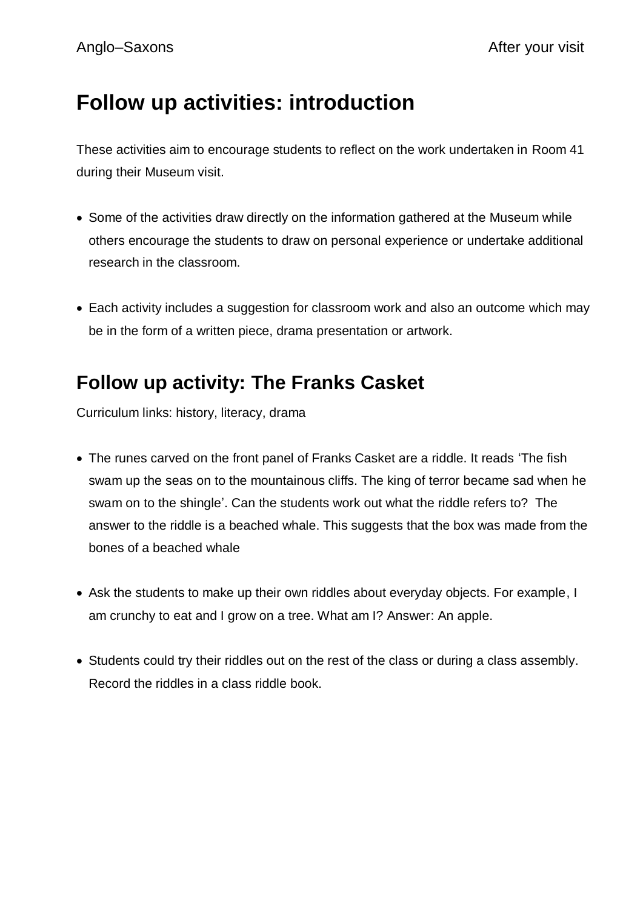# Follow up activities: introduction

These activities aim to encourage students to reflect on the work undertaken in Room 41 during their Museum visit.

- Some of the activities draw directly on the information gathered at the Museum while others encourage the students to draw on personal experience or undertake additional research in the classroom.
- Each activity includes a suggestion for classroom work and also an outcome which may be in the form of a written piece, drama presentation or artwork.

## Follow up activity: The Franks Casket

Curriculum links: history, literacy, drama

- The runes carved on the front panel of Franks Casket are a riddle. It reads 'The fish swam up the seas on to the mountainous cliffs. The king of terror became sad when he swam on to the shingle'. Can the students work out what the riddle refers to? The answer to the riddle is a beached whale. This suggests that the box was made from the bones of a beached whale
- Ask the students to make up their own riddles about everyday objects. For example, I am crunchy to eat and I grow on a tree. What am I? Answer: An apple.
- Students could try their riddles out on the rest of the class or during a class assembly. Record the riddles in a class riddle book.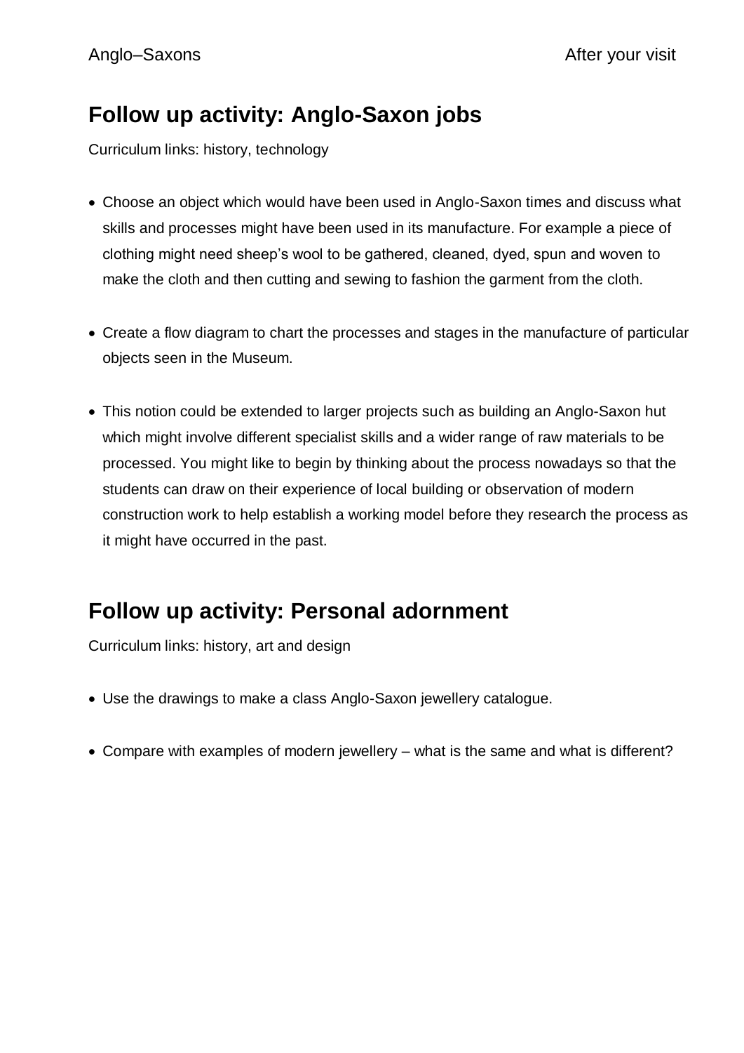## Follow up activity: Anglo-Saxon jobs

Curriculum links: history, technology

- Choose an object which would have been used in Anglo-Saxon times and discuss what skills and processes might have been used in its manufacture. For example a piece of clothing might need sheep's wool to be gathered, cleaned, dyed, spun and woven to make the cloth and then cutting and sewing to fashion the garment from the cloth.

- Create a flow diagram to chart the processes and stages in the manufacture of particular objects seen in the Museum.

- This notion could be extended to larger projects such as building an Anglo-Saxon hut which might involve different specialist skills and a wider range of raw materials to be processed. You might like to begin by thinking about the process nowadays so that the students can draw on their experience of local building or observation of modern construction work to help establish a working model before they research the process as it might have occurred in the past.

## Follow up activity: Personal adornment

Curriculum links: history, art and design

- Use the drawings to make a class Anglo-Saxon jewellery catalogue.

- Compare with examples of modern jewellery – what is the same and what is different?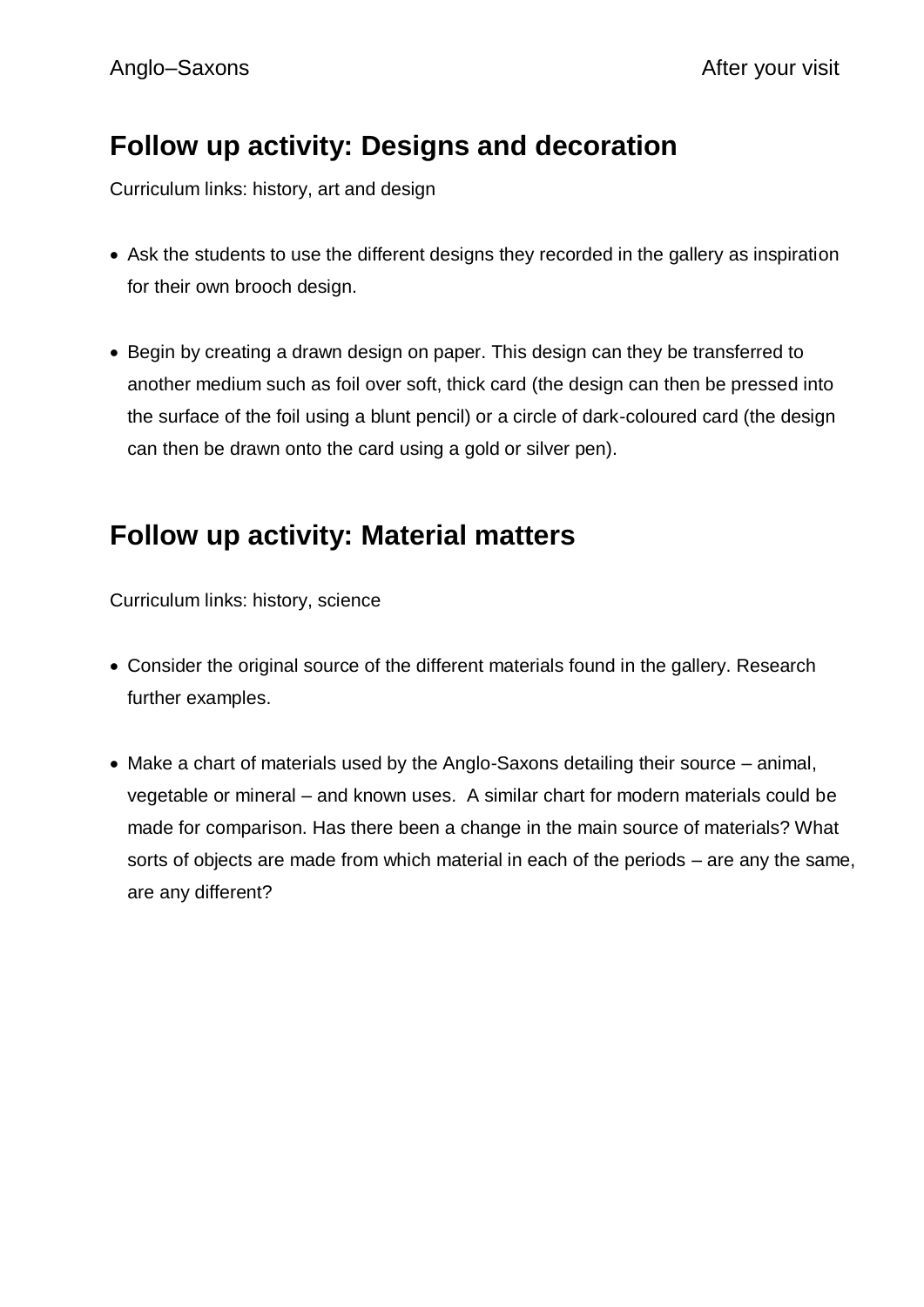## Follow up activity: Designs and decoration

Curriculum links: history, art and design

- Ask the students to use the different designs they recorded in the gallery as inspiration for their own brooch design.

- Begin by creating a drawn design on paper. This design can they be transferred to another medium such as foil over soft, thick card (the design can then be pressed into the surface of the foil using a blunt pencil) or a circle of dark-coloured card (the design can then be drawn onto the card using a gold or silver pen).

## Follow up activity: Material matters

Curriculum links: history, science

- Consider the original source of the different materials found in the gallery. Research further examples.

- Make a chart of materials used by the Anglo-Saxons detailing their source – animal, vegetable or mineral – and known uses. A similar chart for modern materials could be made for comparison. Has there been a change in the main source of materials? What sorts of objects are made from which material in each of the periods – are any the same, are any different?